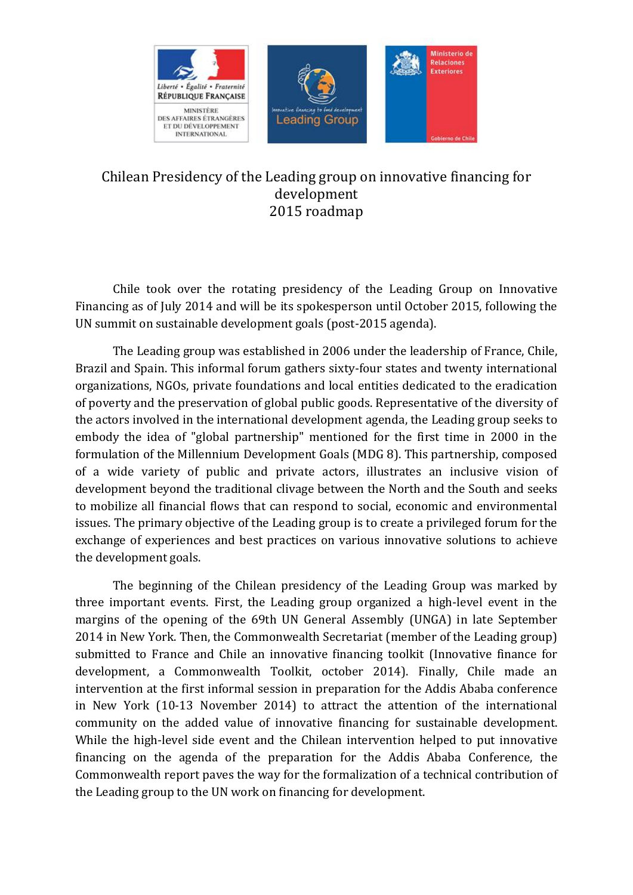# Chilean Presidency of the Leading group on innovative financing for development
# 2015 roadmap

Chile took over the rotating presidency of the Leading Group on Innovative Financing as of July 2014 and will be its spokesperson until October 2015, following the UN summit on sustainable development goals (post-2015 agenda).

The Leading group was established in 2006 under the leadership of France, Chile, Brazil and Spain. This informal forum gathers sixty-four states and twenty international organizations, NGOs, private foundations and local entities dedicated to the eradication of poverty and the preservation of global public goods. Representative of the diversity of the actors involved in the international development agenda, the Leading group seeks to embody the idea of "global partnership" mentioned for the first time in 2000 in the formulation of the Millennium Development Goals (MDG 8). This partnership, composed of a wide variety of public and private actors, illustrates an inclusive vision of development beyond the traditional clivage between the North and the South and seeks to mobilize all financial flows that can respond to social, economic and environmental issues. The primary objective of the Leading group is to create a privileged forum for the exchange of experiences and best practices on various innovative solutions to achieve the development goals.

The beginning of the Chilean presidency of the Leading Group was marked by three important events. First, the Leading group organized a high-level event in the margins of the opening of the 69th UN General Assembly (UNGA) in late September 2014 in New York. Then, the Commonwealth Secretariat (member of the Leading group) submitted to France and Chile an innovative financing toolkit (Innovative finance for development, a Commonwealth Toolkit, october 2014). Finally, Chile made an intervention at the first informal session in preparation for the Addis Ababa conference in New York (10-13 November 2014) to attract the attention of the international community on the added value of innovative financing for sustainable development. While the high-level side event and the Chilean intervention helped to put innovative financing on the agenda of the preparation for the Addis Ababa Conference, the Commonwealth report paves the way for the formalization of a technical contribution of the Leading group to the UN work on financing for development.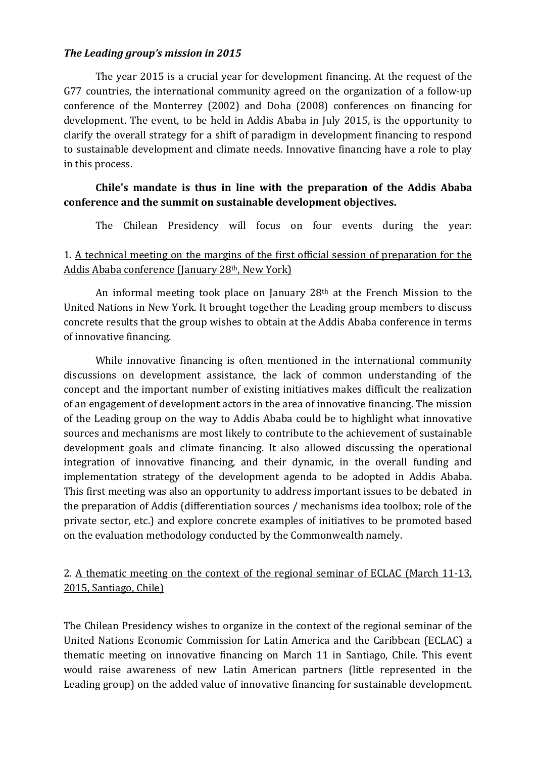***The Leading group's mission in 2015***

The year 2015 is a crucial year for development financing. At the request of the G77 countries, the international community agreed on the organization of a follow-up conference of the Monterrey (2002) and Doha (2008) conferences on financing for development. The event, to be held in Addis Ababa in July 2015, is the opportunity to clarify the overall strategy for a shift of paradigm in development financing to respond to sustainable development and climate needs. Innovative financing have a role to play in this process.

**Chile's mandate is thus in line with the preparation of the Addis Ababa conference and the summit on sustainable development objectives.**

The Chilean Presidency will focus on four events during the year:

1. <u>A technical meeting on the margins of the first official session of preparation for the Addis Ababa conference (January 28th, New York)</u>

An informal meeting took place on January 28th at the French Mission to the United Nations in New York. It brought together the Leading group members to discuss concrete results that the group wishes to obtain at the Addis Ababa conference in terms of innovative financing.

While innovative financing is often mentioned in the international community discussions on development assistance, the lack of common understanding of the concept and the important number of existing initiatives makes difficult the realization of an engagement of development actors in the area of innovative financing. The mission of the Leading group on the way to Addis Ababa could be to highlight what innovative sources and mechanisms are most likely to contribute to the achievement of sustainable development goals and climate financing. It also allowed discussing the operational integration of innovative financing, and their dynamic, in the overall funding and implementation strategy of the development agenda to be adopted in Addis Ababa. This first meeting was also an opportunity to address important issues to be debated in the preparation of Addis (differentiation sources / mechanisms idea toolbox; role of the private sector, etc.) and explore concrete examples of initiatives to be promoted based on the evaluation methodology conducted by the Commonwealth namely.

2. <u>A thematic meeting on the context of the regional seminar of ECLAC (March 11-13, 2015, Santiago, Chile)</u>

The Chilean Presidency wishes to organize in the context of the regional seminar of the United Nations Economic Commission for Latin America and the Caribbean (ECLAC) a thematic meeting on innovative financing on March 11 in Santiago, Chile. This event would raise awareness of new Latin American partners (little represented in the Leading group) on the added value of innovative financing for sustainable development.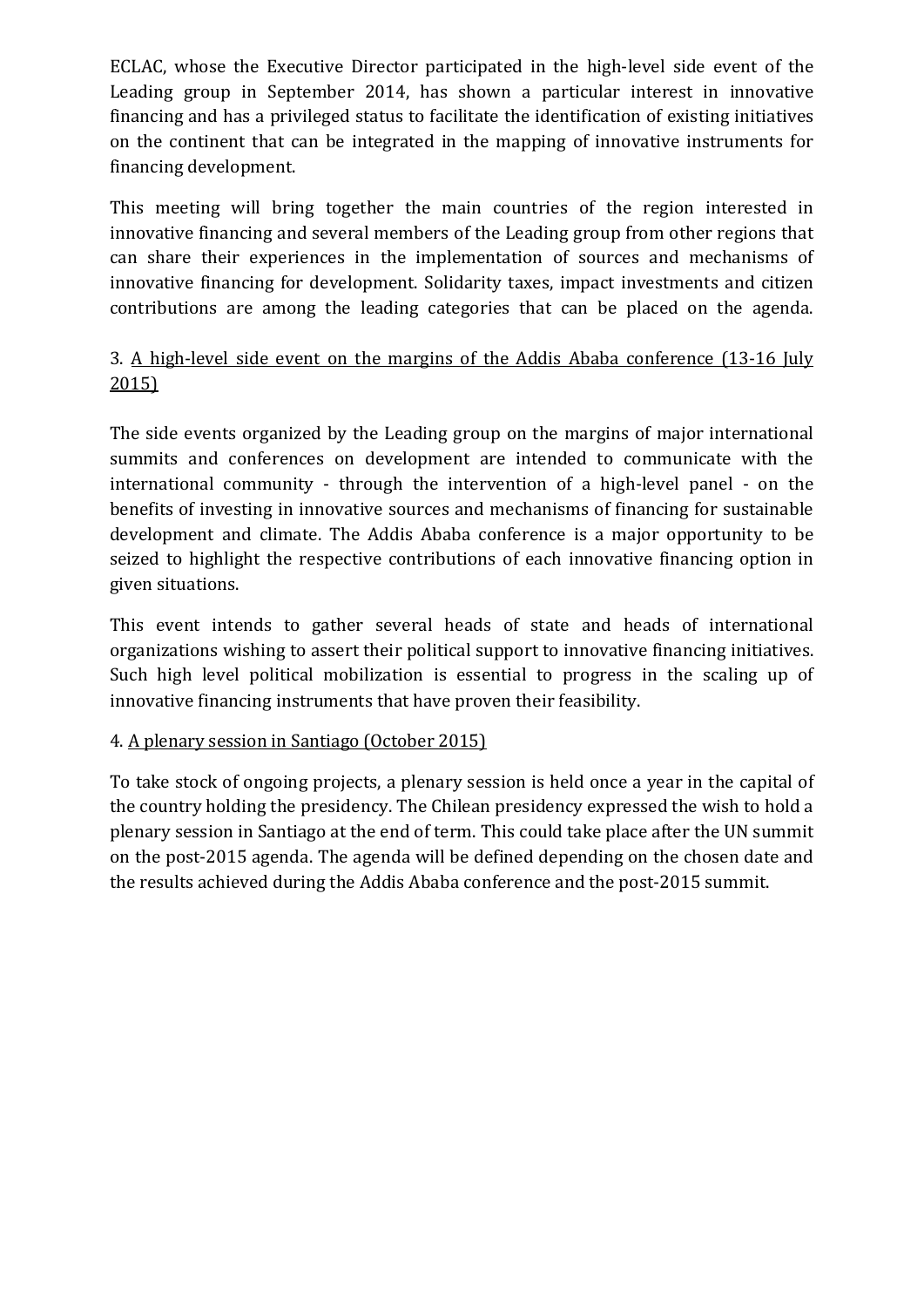ECLAC, whose the Executive Director participated in the high-level side event of the Leading group in September 2014, has shown a particular interest in innovative financing and has a privileged status to facilitate the identification of existing initiatives on the continent that can be integrated in the mapping of innovative instruments for financing development.

This meeting will bring together the main countries of the region interested in innovative financing and several members of the Leading group from other regions that can share their experiences in the implementation of sources and mechanisms of innovative financing for development. Solidarity taxes, impact investments and citizen contributions are among the leading categories that can be placed on the agenda.

3. A high-level side event on the margins of the Addis Ababa conference (13-16 July 2015)

The side events organized by the Leading group on the margins of major international summits and conferences on development are intended to communicate with the international community - through the intervention of a high-level panel - on the benefits of investing in innovative sources and mechanisms of financing for sustainable development and climate. The Addis Ababa conference is a major opportunity to be seized to highlight the respective contributions of each innovative financing option in given situations.

This event intends to gather several heads of state and heads of international organizations wishing to assert their political support to innovative financing initiatives. Such high level political mobilization is essential to progress in the scaling up of innovative financing instruments that have proven their feasibility.

4. A plenary session in Santiago (October 2015)

To take stock of ongoing projects, a plenary session is held once a year in the capital of the country holding the presidency. The Chilean presidency expressed the wish to hold a plenary session in Santiago at the end of term. This could take place after the UN summit on the post-2015 agenda. The agenda will be defined depending on the chosen date and the results achieved during the Addis Ababa conference and the post-2015 summit.